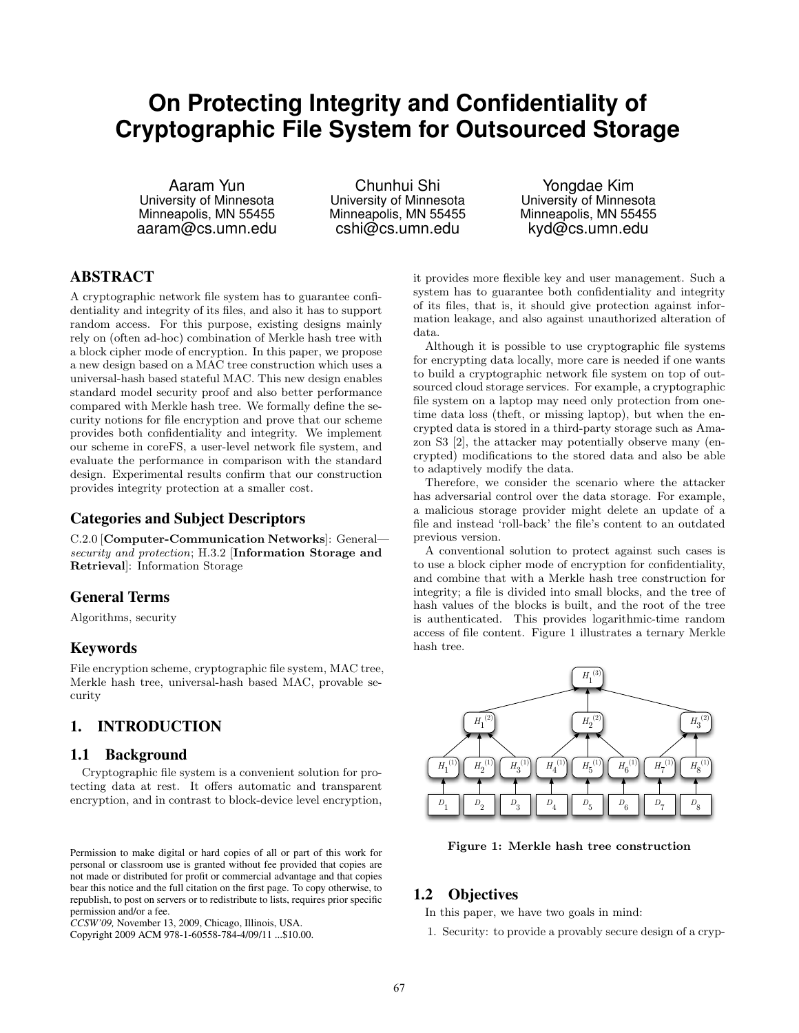# On Protecting Integrity and Confidentiality of Cryptographic File System for Outsourced Storage

Aaram Yun
University of Minnesota
Minneapolis, MN 55455
aaram@cs.umn.edu

Chunhui Shi
University of Minnesota
Minneapolis, MN 55455
cshi@cs.umn.edu

Yongdae Kim
University of Minnesota
Minneapolis, MN 55455
kyd@cs.umn.edu

## ABSTRACT

A cryptographic network file system has to guarantee confidentiality and integrity of its files, and also it has to support random access. For this purpose, existing designs mainly rely on (often ad-hoc) combination of Merkle hash tree with a block cipher mode of encryption. In this paper, we propose a new design based on a MAC tree construction which uses a universal-hash based stateful MAC. This new design enables standard model security proof and also better performance compared with Merkle hash tree. We formally define the security notions for file encryption and prove that our scheme provides both confidentiality and integrity. We implement our scheme in coreFS, a user-level network file system, and evaluate the performance in comparison with the standard design. Experimental results confirm that our construction provides integrity protection at a smaller cost.

### Categories and Subject Descriptors

C.2.0 [**Computer-Communication Networks**]: General—*security and protection*; H.3.2 [**Information Storage and Retrieval**]: Information Storage

### General Terms

Algorithms, security

### Keywords

File encryption scheme, cryptographic file system, MAC tree, Merkle hash tree, universal-hash based MAC, provable security

## 1. INTRODUCTION

### 1.1 Background

Cryptographic file system is a convenient solution for protecting data at rest. It offers automatic and transparent encryption, and in contrast to block-device level encryption, it provides more flexible key and user management. Such a system has to guarantee both confidentiality and integrity of its files, that is, it should give protection against information leakage, and also against unauthorized alteration of data.

Although it is possible to use cryptographic file systems for encrypting data locally, more care is needed if one wants to build a cryptographic network file system on top of outsourced cloud storage services. For example, a cryptographic file system on a laptop may need only protection from one-time data loss (theft, or missing laptop), but when the encrypted data is stored in a third-party storage such as Amazon S3 [2], the attacker may potentially observe many (encrypted) modifications to the stored data and also be able to adaptively modify the data.

Therefore, we consider the scenario where the attacker has adversarial control over the data storage. For example, a malicious storage provider might delete an update of a file and instead 'roll-back' the file's content to an outdated previous version.

A conventional solution to protect against such cases is to use a block cipher mode of encryption for confidentiality, and combine that with a Merkle hash tree construction for integrity; a file is divided into small blocks, and the tree of hash values of the blocks is built, and the root of the tree is authenticated. This provides logarithmic-time random access of file content. Figure 1 illustrates a ternary Merkle hash tree.

**Figure 1: Merkle hash tree construction**

### 1.2 Objectives

In this paper, we have two goals in mind:

1. Security: to provide a provably secure design of a cryp-

Permission to make digital or hard copies of all or part of this work for personal or classroom use is granted without fee provided that copies are not made or distributed for profit or commercial advantage and that copies bear this notice and the full citation on the first page. To copy otherwise, to republish, to post on servers or to redistribute to lists, requires prior specific permission and/or a fee.
*CCSW'09,* November 13, 2009, Chicago, Illinois, USA.
Copyright 2009 ACM 978-1-60558-784-4/09/11 ...$10.00.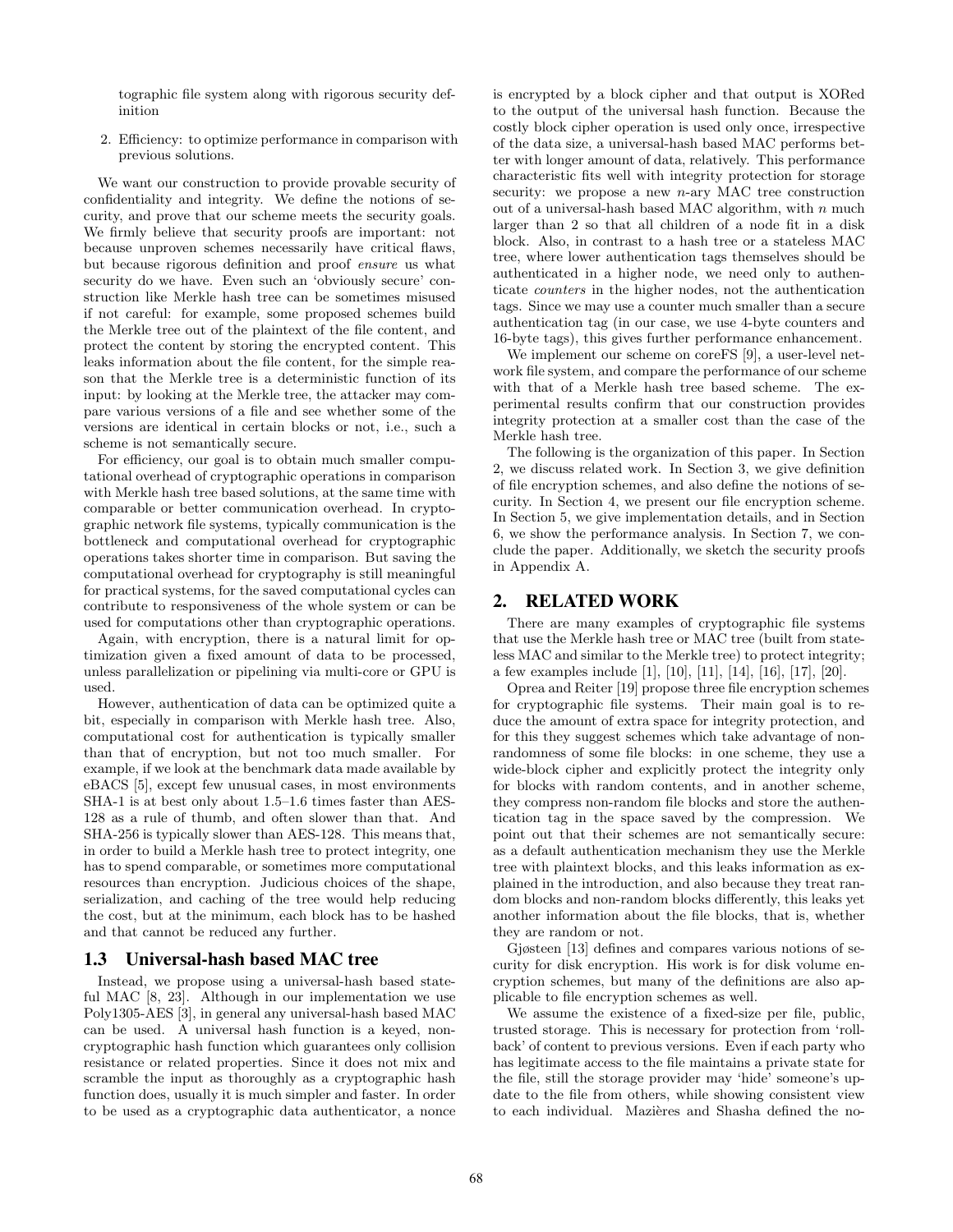tographic file system along with rigorous security definition

2. Efficiency: to optimize performance in comparison with previous solutions.

We want our construction to provide provable security of confidentiality and integrity. We define the notions of security, and prove that our scheme meets the security goals. We firmly believe that security proofs are important: not because unproven schemes necessarily have critical flaws, but because rigorous definition and proof *ensure* us what security do we have. Even such an 'obviously secure' construction like Merkle hash tree can be sometimes misused if not careful: for example, some proposed schemes build the Merkle tree out of the plaintext of the file content, and protect the content by storing the encrypted content. This leaks information about the file content, for the simple reason that the Merkle tree is a deterministic function of its input: by looking at the Merkle tree, the attacker may compare various versions of a file and see whether some of the versions are identical in certain blocks or not, i.e., such a scheme is not semantically secure.

For efficiency, our goal is to obtain much smaller computational overhead of cryptographic operations in comparison with Merkle hash tree based solutions, at the same time with comparable or better communication overhead. In cryptographic network file systems, typically communication is the bottleneck and computational overhead for cryptographic operations takes shorter time in comparison. But saving the computational overhead for cryptography is still meaningful for practical systems, for the saved computational cycles can contribute to responsiveness of the whole system or can be used for computations other than cryptographic operations.

Again, with encryption, there is a natural limit for optimization given a fixed amount of data to be processed, unless parallelization or pipelining via multi-core or GPU is used.

However, authentication of data can be optimized quite a bit, especially in comparison with Merkle hash tree. Also, computational cost for authentication is typically smaller than that of encryption, but not too much smaller. For example, if we look at the benchmark data made available by eBACS [5], except few unusual cases, in most environments SHA-1 is at best only about 1.5–1.6 times faster than AES-128 as a rule of thumb, and often slower than that. And SHA-256 is typically slower than AES-128. This means that, in order to build a Merkle hash tree to protect integrity, one has to spend comparable, or sometimes more computational resources than encryption. Judicious choices of the shape, serialization, and caching of the tree would help reducing the cost, but at the minimum, each block has to be hashed and that cannot be reduced any further.

### 1.3 Universal-hash based MAC tree

Instead, we propose using a universal-hash based stateful MAC [8, 23]. Although in our implementation we use Poly1305-AES [3], in general any universal-hash based MAC can be used. A universal hash function is a keyed, non-cryptographic hash function which guarantees only collision resistance or related properties. Since it does not mix and scramble the input as thoroughly as a cryptographic hash function does, usually it is much simpler and faster. In order to be used as a cryptographic data authenticator, a nonce is encrypted by a block cipher and that output is XORed to the output of the universal hash function. Because the costly block cipher operation is used only once, irrespective of the data size, a universal-hash based MAC performs better with longer amount of data, relatively. This performance characteristic fits well with integrity protection for storage security: we propose a new $n$-ary MAC tree construction out of a universal-hash based MAC algorithm, with $n$ much larger than 2 so that all children of a node fit in a disk block. Also, in contrast to a hash tree or a stateless MAC tree, where lower authentication tags themselves should be authenticated in a higher node, we need only to authenticate *counters* in the higher nodes, not the authentication tags. Since we may use a counter much smaller than a secure authentication tag (in our case, we use 4-byte counters and 16-byte tags), this gives further performance enhancement.

We implement our scheme on coreFS [9], a user-level network file system, and compare the performance of our scheme with that of a Merkle hash tree based scheme. The experimental results confirm that our construction provides integrity protection at a smaller cost than the case of the Merkle hash tree.

The following is the organization of this paper. In Section 2, we discuss related work. In Section 3, we give definition of file encryption schemes, and also define the notions of security. In Section 4, we present our file encryption scheme. In Section 5, we give implementation details, and in Section 6, we show the performance analysis. In Section 7, we conclude the paper. Additionally, we sketch the security proofs in Appendix A.

## 2. RELATED WORK

There are many examples of cryptographic file systems that use the Merkle hash tree or MAC tree (built from stateless MAC and similar to the Merkle tree) to protect integrity; a few examples include [1], [10], [11], [14], [16], [17], [20].

Oprea and Reiter [19] propose three file encryption schemes for cryptographic file systems. Their main goal is to reduce the amount of extra space for integrity protection, and for this they suggest schemes which take advantage of non-randomness of some file blocks: in one scheme, they use a wide-block cipher and explicitly protect the integrity only for blocks with random contents, and in another scheme, they compress non-random file blocks and store the authentication tag in the space saved by the compression. We point out that their schemes are not semantically secure: as a default authentication mechanism they use the Merkle tree with plaintext blocks, and this leaks information as explained in the introduction, and also because they treat random blocks and non-random blocks differently, this leaks yet another information about the file blocks, that is, whether they are random or not.

Gjøsteen [13] defines and compares various notions of security for disk encryption. His work is for disk volume encryption schemes, but many of the definitions are also applicable to file encryption schemes as well.

We assume the existence of a fixed-size per file, public, trusted storage. This is necessary for protection from 'roll-back' of content to previous versions. Even if each party who has legitimate access to the file maintains a private state for the file, still the storage provider may 'hide' someone's update to the file from others, while showing consistent view to each individual. Mazières and Shasha defined the no-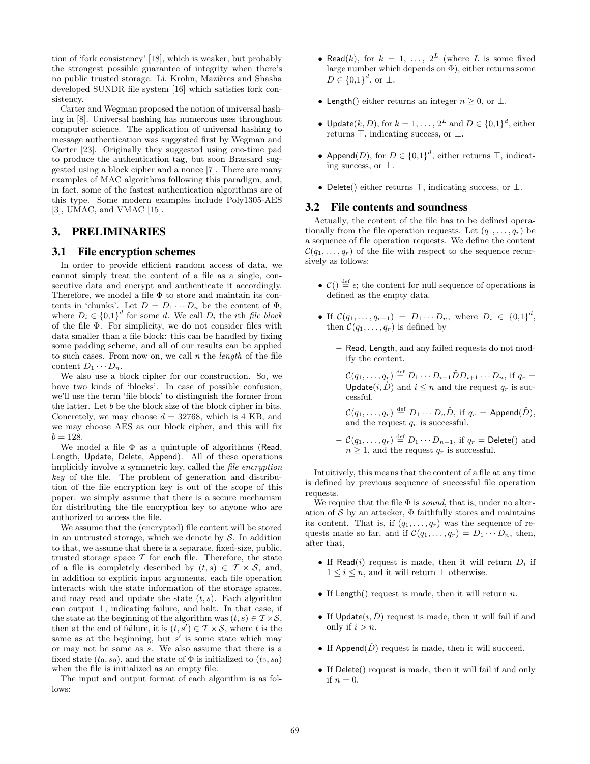tion of 'fork consistency' [18], which is weaker, but probably the strongest possible guarantee of integrity when there's no public trusted storage. Li, Krohn, Mazières and Shasha developed SUNDR file system [16] which satisfies fork consistency.

Carter and Wegman proposed the notion of universal hashing in [8]. Universal hashing has numerous uses throughout computer science. The application of universal hashing to message authentication was suggested first by Wegman and Carter [23]. Originally they suggested using one-time pad to produce the authentication tag, but soon Brassard suggested using a block cipher and a nonce [7]. There are many examples of MAC algorithms following this paradigm, and, in fact, some of the fastest authentication algorithms are of this type. Some modern examples include Poly1305-AES [3], UMAC, and VMAC [15].

## 3. PRELIMINARIES

### 3.1 File encryption schemes

In order to provide efficient random access of data, we cannot simply treat the content of a file as a single, consecutive data and encrypt and authenticate it accordingly. Therefore, we model a file $\Phi$ to store and maintain its contents in 'chunks'. Let $D = D_1 \cdots D_n$ be the content of $\Phi$, where $D_i \in \{0,1\}^d$ for some $d$. We call $D_i$ the $i$th *file block* of the file $\Phi$. For simplicity, we do not consider files with data smaller than a file block: this can be handled by fixing some padding scheme, and all of our results can be applied to such cases. From now on, we call $n$ the *length* of the file content $D_1 \cdots D_n$.

We also use a block cipher for our construction. So, we have two kinds of 'blocks'. In case of possible confusion, we'll use the term 'file block' to distinguish the former from the latter. Let $b$ be the block size of the block cipher in bits. Concretely, we may choose $d = 32768$, which is 4 KB, and we may choose AES as our block cipher, and this will fix $b = 128$.

We model a file $\Phi$ as a quintuple of algorithms (Read, Length, Update, Delete, Append). All of these operations implicitly involve a symmetric key, called the *file encryption key* of the file. The problem of generation and distribution of the file encryption key is out of the scope of this paper: we simply assume that there is a secure mechanism for distributing the file encryption key to anyone who are authorized to access the file.

We assume that the (encrypted) file content will be stored in an untrusted storage, which we denote by $\mathcal{S}$. In addition to that, we assume that there is a separate, fixed-size, public, trusted storage space $\mathcal{T}$ for each file. Therefore, the state of a file is completely described by $(t, s) \in \mathcal{T} \times \mathcal{S}$, and, in addition to explicit input arguments, each file operation interacts with the state information of the storage spaces, and may read and update the state $(t, s)$. Each algorithm can output $\perp$, indicating failure, and halt. In that case, if the state at the beginning of the algorithm was $(t, s) \in \mathcal{T} \times \mathcal{S}$, then at the end of failure, it is $(t, s') \in \mathcal{T} \times \mathcal{S}$, where $t$ is the same as at the beginning, but $s'$ is some state which may or may not be same as $s$. We also assume that there is a fixed state $(t_0, s_0)$, and the state of $\Phi$ is initialized to $(t_0, s_0)$ when the file is initialized as an empty file.

The input and output format of each algorithm is as follows:

- Read$(k)$, for $k = 1, \ldots, 2^L$ (where $L$ is some fixed large number which depends on $\Phi$), either returns some $D \in \{0,1\}^d$, or $\perp$.
- Length() either returns an integer $n \geq 0$, or $\perp$.
- Update$(k, D)$, for $k = 1, \ldots, 2^L$ and $D \in \{0,1\}^d$, either returns $\top$, indicating success, or $\perp$.
- Append$(D)$, for $D \in \{0,1\}^d$, either returns $\top$, indicating success, or $\perp$.
- Delete() either returns $\top$, indicating success, or $\perp$.

### 3.2 File contents and soundness

Actually, the content of the file has to be defined operationally from the file operation requests. Let $(q_1, \ldots, q_r)$ be a sequence of file operation requests. We define the content $\mathcal{C}(q_1, \ldots, q_r)$ of the file with respect to the sequence recursively as follows:

- $\mathcal{C}() \stackrel{\text{def}}{=} \epsilon$; the content for null sequence of operations is defined as the empty data.
- If $\mathcal{C}(q_1, \ldots, q_{r-1}) = D_1 \cdots D_n$, where $D_i \in \{0,1\}^d$, then $\mathcal{C}(q_1, \ldots, q_r)$ is defined by
  - Read, Length, and any failed requests do not modify the content.
  - $\mathcal{C}(q_1, \ldots, q_r) \stackrel{\text{def}}{=} D_1 \cdots D_{i-1} \hat{D} D_{i+1} \cdots D_n$, if $q_r =$ Update$(i, \hat{D})$ and $i \leq n$ and the request $q_r$ is successful.
  - $\mathcal{C}(q_1, \ldots, q_r) \stackrel{\text{def}}{=} D_1 \cdots D_n \hat{D}$, if $q_r =$ Append$(\hat{D})$, and the request $q_r$ is successful.
  - $\mathcal{C}(q_1, \ldots, q_r) \stackrel{\text{def}}{=} D_1 \cdots D_{n-1}$, if $q_r =$ Delete() and $n \geq 1$, and the request $q_r$ is successful.

Intuitively, this means that the content of a file at any time is defined by previous sequence of successful file operation requests.

We require that the file $\Phi$ is *sound*, that is, under no alteration of $\mathcal{S}$ by an attacker, $\Phi$ faithfully stores and maintains its content. That is, if $(q_1, \ldots, q_r)$ was the sequence of requests made so far, and if $\mathcal{C}(q_1, \ldots, q_r) = D_1 \cdots D_n$, then, after that,

- If Read$(i)$ request is made, then it will return $D_i$ if $1 \leq i \leq n$, and it will return $\perp$ otherwise.
- If Length() request is made, then it will return $n$.
- If Update$(i, \hat{D})$ request is made, then it will fail if and only if $i > n$.
- If Append$(\hat{D})$ request is made, then it will succeed.
- If Delete() request is made, then it will fail if and only if $n = 0$.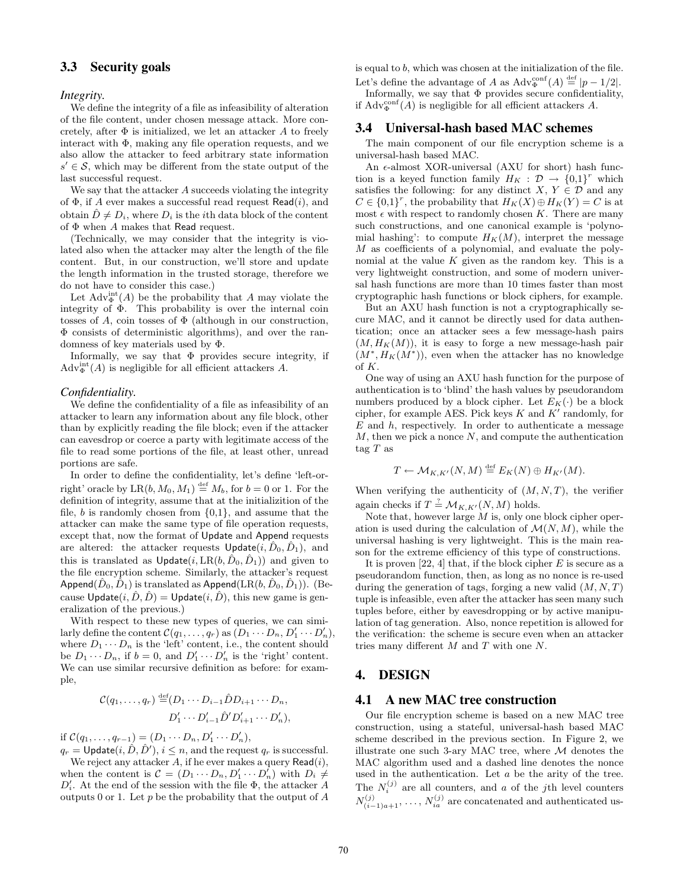### 3.3 Security goals

***Integrity.***

We define the integrity of a file as infeasibility of alteration of the file content, under chosen message attack. More concretely, after $\Phi$ is initialized, we let an attacker $A$ to freely interact with $\Phi$, making any file operation requests, and we also allow the attacker to feed arbitrary state information $s' \in \mathcal{S}$, which may be different from the state output of the last successful request.

We say that the attacker $A$ succeeds violating the integrity of $\Phi$, if $A$ ever makes a successful read request $\mathsf{Read}(i)$, and obtain $\hat{D} \neq D_i$, where $D_i$ is the $i$th data block of the content of $\Phi$ when $A$ makes that Read request.

(Technically, we may consider that the integrity is violated also when the attacker may alter the length of the file content. But, in our construction, we'll store and update the length information in the trusted storage, therefore we do not have to consider this case.)

Let $\mathrm{Adv}^{\mathrm{int}}_{\Phi}(A)$ be the probability that $A$ may violate the integrity of $\Phi$. This probability is over the internal coin tosses of $A$, coin tosses of $\Phi$ (although in our construction, $\Phi$ consists of deterministic algorithms), and over the randomness of key materials used by $\Phi$.

Informally, we say that $\Phi$ provides secure integrity, if $\mathrm{Adv}^{\mathrm{int}}_{\Phi}(A)$ is negligible for all efficient attackers $A$.

***Confidentiality.***

We define the confidentiality of a file as infeasibility of an attacker to learn any information about any file block, other than by explicitly reading the file block; even if the attacker can eavesdrop or coerce a party with legitimate access of the file to read some portions of the file, at least other, unread portions are safe.

In order to define the confidentiality, let's define 'left-or-right' oracle by $\mathrm{LR}(b, M_0, M_1) \stackrel{\mathrm{def}}{=} M_b$, for $b = 0$ or 1. For the definition of integrity, assume that at the initializition of the file, $b$ is randomly chosen from $\{0,1\}$, and assume that the attacker can make the same type of file operation requests, except that, now the format of Update and Append requests are altered: the attacker requests $\mathsf{Update}(i, \hat{D}_0, \hat{D}_1)$, and this is translated as $\mathsf{Update}(i, \mathrm{LR}(b, \hat{D}_0, \hat{D}_1))$ and given to the file encryption scheme. Similarly, the attacker's request $\mathsf{Append}(\hat{D}_0, \hat{D}_1)$ is translated as $\mathsf{Append}(\mathrm{LR}(b, \hat{D}_0, \hat{D}_1))$. (Because $\mathsf{Update}(i, \hat{D}, \hat{D}) = \mathsf{Update}(i, \hat{D})$, this new game is generalization of the previous.)

With respect to these new types of queries, we can similarly define the content $\mathcal{C}(q_1, \ldots, q_r)$ as $(D_1 \cdots D_n, D'_1 \cdots D'_n)$, where $D_1 \cdots D_n$ is the 'left' content, i.e., the content should be $D_1 \cdots D_n$, if $b = 0$, and $D'_1 \cdots D'_n$ is the 'right' content. We can use similar recursive definition as before: for example,

$$\mathcal{C}(q_1, \ldots, q_r) \stackrel{\mathrm{def}}{=} (D_1 \cdots D_{i-1} \hat{D} D_{i+1} \cdots D_n,\ D'_1 \cdots D'_{i-1} \hat{D}' D'_{i+1} \cdots D'_n),$$

if $\mathcal{C}(q_1, \ldots, q_{r-1}) = (D_1 \cdots D_n, D'_1 \cdots D'_n)$, $q_r = \mathsf{Update}(i, \hat{D}, \hat{D}')$, $i \leq n$, and the request $q_r$ is successful.

We reject any attacker $A$, if he ever makes a query $\mathsf{Read}(i)$, when the content is $\mathcal{C} = (D_1 \cdots D_n, D'_1 \cdots D'_n)$ with $D_i \neq D'_i$. At the end of the session with the file $\Phi$, the attacker $A$ outputs 0 or 1. Let $p$ be the probability that the output of $A$ is equal to $b$, which was chosen at the initialization of the file. Let's define the advantage of $A$ as $\mathrm{Adv}^{\mathrm{conf}}_{\Phi}(A) \stackrel{\mathrm{def}}{=} |p - 1/2|$.

Informally, we say that $\Phi$ provides secure confidentiality, if $\mathrm{Adv}^{\mathrm{conf}}_{\Phi}(A)$ is negligible for all efficient attackers $A$.

### 3.4 Universal-hash based MAC schemes

The main component of our file encryption scheme is a universal-hash based MAC.

An $\epsilon$-almost XOR-universal (AXU for short) hash function is a keyed function family $H_K : \mathcal{D} \to \{0,1\}^r$ which satisfies the following: for any distinct $X, Y \in \mathcal{D}$ and any $C \in \{0,1\}^r$, the probability that $H_K(X) \oplus H_K(Y) = C$ is at most $\epsilon$ with respect to randomly chosen $K$. There are many such constructions, and one canonical example is 'polynomial hashing': to compute $H_K(M)$, interpret the message $M$ as coefficients of a polynomial, and evaluate the polynomial at the value $K$ given as the random key. This is a very lightweight construction, and some of modern universal hash functions are more than 10 times faster than most cryptographic hash functions or block ciphers, for example.

But an AXU hash function is not a cryptographically secure MAC, and it cannot be directly used for data authentication; once an attacker sees a few message-hash pairs $(M, H_K(M))$, it is easy to forge a new message-hash pair $(M^*, H_K(M^*))$, even when the attacker has no knowledge of $K$.

One way of using an AXU hash function for the purpose of authentication is to 'blind' the hash values by pseudorandom numbers produced by a block cipher. Let $E_K(\cdot)$ be a block cipher, for example AES. Pick keys $K$ and $K'$ randomly, for $E$ and $h$, respectively. In order to authenticate a message $M$, then we pick a nonce $N$, and compute the authentication tag $T$ as

$$T \leftarrow \mathcal{M}_{K,K'}(N, M) \stackrel{\mathrm{def}}{=} E_K(N) \oplus H_{K'}(M).$$

When verifying the authenticity of $(M, N, T)$, the verifier again checks if $T \stackrel{?}{=} \mathcal{M}_{K,K'}(N, M)$ holds.

Note that, however large $M$ is, only one block cipher operation is used during the calculation of $\mathcal{M}(N, M)$, while the universal hashing is very lightweight. This is the main reason for the extreme efficiency of this type of constructions.

It is proven [22, 4] that, if the block cipher $E$ is secure as a pseudorandom function, then, as long as no nonce is re-used during the generation of tags, forging a new valid $(M, N, T)$ tuple is infeasible, even after the attacker has seen many such tuples before, either by eavesdropping or by active manipulation of tag generation. Also, nonce repetition is allowed for the verification: the scheme is secure even when an attacker tries many different $M$ and $T$ with one $N$.

## 4. DESIGN

### 4.1 A new MAC tree construction

Our file encryption scheme is based on a new MAC tree construction, using a stateful, universal-hash based MAC scheme described in the previous section. In Figure 2, we illustrate one such 3-ary MAC tree, where $\mathcal{M}$ denotes the MAC algorithm used and a dashed line denotes the nonce used in the authentication. Let $a$ be the arity of the tree. The $N^{(j)}_i$ are all counters, and $a$ of the $j$th level counters $N^{(j)}_{(i-1)a+1}, \ldots, N^{(j)}_{ia}$ are concatenated and authenticated us-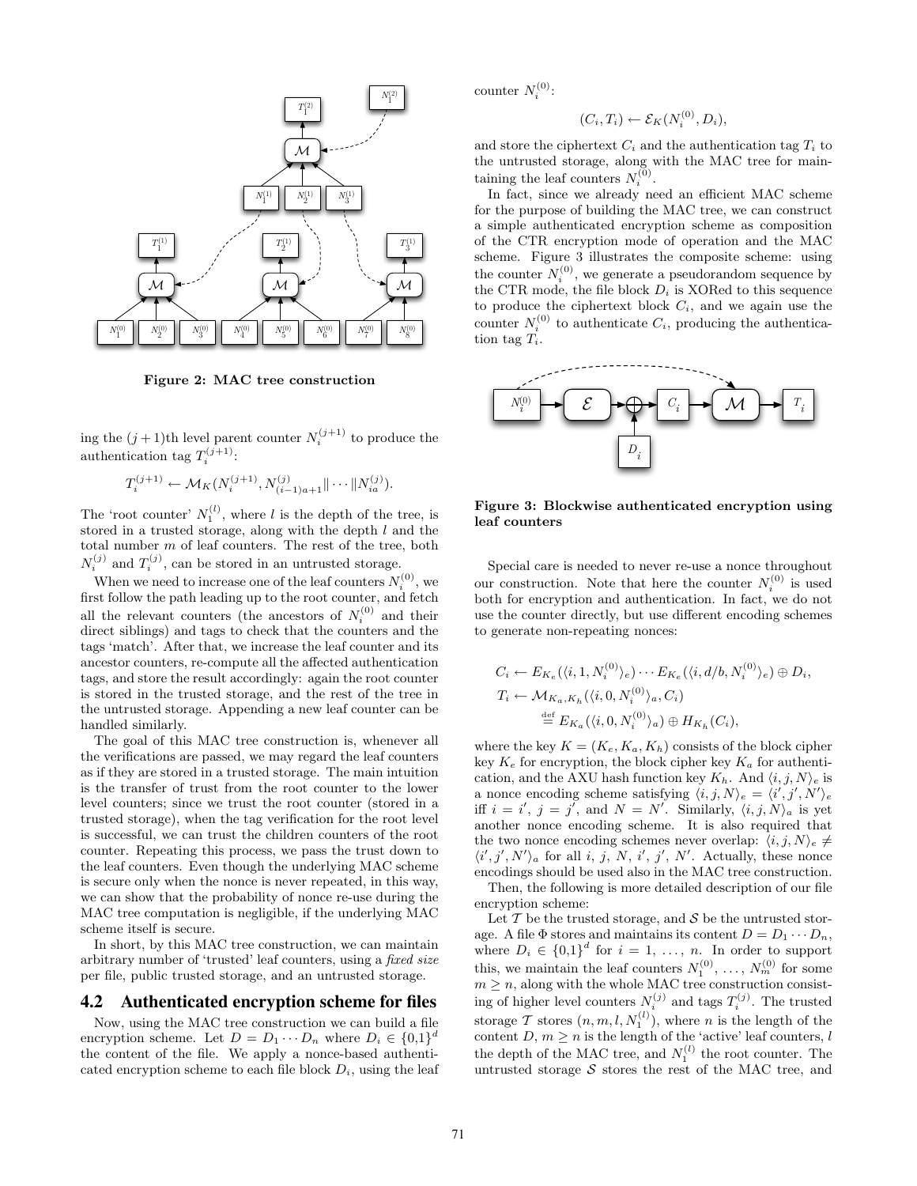**Figure 2: MAC tree construction**

ing the $(j+1)$th level parent counter $N_i^{(j+1)}$ to produce the authentication tag $T_i^{(j+1)}$:

$$T_i^{(j+1)} \leftarrow \mathcal{M}_K(N_i^{(j+1)}, N_{(i-1)a+1}^{(j)} \| \cdots \| N_{ia}^{(j)}).$$

The 'root counter' $N_1^{(l)}$, where $l$ is the depth of the tree, is stored in a trusted storage, along with the depth $l$ and the total number $m$ of leaf counters. The rest of the tree, both $N_i^{(j)}$ and $T_i^{(j)}$, can be stored in an untrusted storage.

When we need to increase one of the leaf counters $N_i^{(0)}$, we first follow the path leading up to the root counter, and fetch all the relevant counters (the ancestors of $N_i^{(0)}$ and their direct siblings) and tags to check that the counters and the tags 'match'. After that, we increase the leaf counter and its ancestor counters, re-compute all the affected authentication tags, and store the result accordingly: again the root counter is stored in the trusted storage, and the rest of the tree in the untrusted storage. Appending a new leaf counter can be handled similarly.

The goal of this MAC tree construction is, whenever all the verifications are passed, we may regard the leaf counters as if they are stored in a trusted storage. The main intuition is the transfer of trust from the root counter to the lower level counters; since we trust the root counter (stored in a trusted storage), when the tag verification for the root level is successful, we can trust the children counters of the root counter. Repeating this process, we pass the trust down to the leaf counters. Even though the underlying MAC scheme is secure only when the nonce is never repeated, in this way, we can show that the probability of nonce re-use during the MAC tree computation is negligible, if the underlying MAC scheme itself is secure.

In short, by this MAC tree construction, we can maintain arbitrary number of 'trusted' leaf counters, using a *fixed size* per file, public trusted storage, and an untrusted storage.

## 4.2 Authenticated encryption scheme for files

Now, using the MAC tree construction we can build a file encryption scheme. Let $D = D_1 \cdots D_n$ where $D_i \in \{0,1\}^d$ the content of the file. We apply a nonce-based authenticated encryption scheme to each file block $D_i$, using the leaf counter $N_i^{(0)}$:

$$(C_i, T_i) \leftarrow \mathcal{E}_K(N_i^{(0)}, D_i),$$

and store the ciphertext $C_i$ and the authentication tag $T_i$ to the untrusted storage, along with the MAC tree for maintaining the leaf counters $N_i^{(0)}$.

In fact, since we already need an efficient MAC scheme for the purpose of building the MAC tree, we can construct a simple authenticated encryption scheme as composition of the CTR encryption mode of operation and the MAC scheme. Figure 3 illustrates the composite scheme: using the counter $N_i^{(0)}$, we generate a pseudorandom sequence by the CTR mode, the file block $D_i$ is XORed to this sequence to produce the ciphertext block $C_i$, and we again use the counter $N_i^{(0)}$ to authenticate $C_i$, producing the authentication tag $T_i$.

**Figure 3: Blockwise authenticated encryption using leaf counters**

Special care is needed to never re-use a nonce throughout our construction. Note that here the counter $N_i^{(0)}$ is used both for encryption and authentication. In fact, we do not use the counter directly, but use different encoding schemes to generate non-repeating nonces:

$$C_i \leftarrow E_{K_e}(\langle i, 1, N_i^{(0)} \rangle_e) \cdots E_{K_e}(\langle i, d/b, N_i^{(0)} \rangle_e) \oplus D_i,$$

$$T_i \leftarrow \mathcal{M}_{K_a,K_h}(\langle i, 0, N_i^{(0)} \rangle_a, C_i)$$

$$\stackrel{\text{def}}{=} E_{K_a}(\langle i, 0, N_i^{(0)} \rangle_a) \oplus H_{K_h}(C_i),$$

where the key $K = (K_e, K_a, K_h)$ consists of the block cipher key $K_e$ for encryption, the block cipher key $K_a$ for authentication, and the AXU hash function key $K_h$. And $\langle i, j, N \rangle_e$ is a nonce encoding scheme satisfying $\langle i, j, N \rangle_e = \langle i', j', N' \rangle_e$ iff $i = i'$, $j = j'$, and $N = N'$. Similarly, $\langle i, j, N \rangle_a$ is yet another nonce encoding scheme. It is also required that the two nonce encoding schemes never overlap: $\langle i, j, N \rangle_e \neq \langle i', j', N' \rangle_a$ for all $i$, $j$, $N$, $i'$, $j'$, $N'$. Actually, these nonce encodings should be used also in the MAC tree construction.

Then, the following is more detailed description of our file encryption scheme:

Let $\mathcal{T}$ be the trusted storage, and $\mathcal{S}$ be the untrusted storage. A file $\Phi$ stores and maintains its content $D = D_1 \cdots D_n$, where $D_i \in \{0,1\}^d$ for $i = 1, \ldots, n$. In order to support this, we maintain the leaf counters $N_1^{(0)}, \ldots, N_m^{(0)}$ for some $m \geq n$, along with the whole MAC tree construction consisting of higher level counters $N_i^{(j)}$ and tags $T_i^{(j)}$. The trusted storage $\mathcal{T}$ stores $(n, m, l, N_1^{(l)})$, where $n$ is the length of the content $D$, $m \geq n$ is the length of the 'active' leaf counters, $l$ the depth of the MAC tree, and $N_1^{(l)}$ the root counter. The untrusted storage $\mathcal{S}$ stores the rest of the MAC tree, and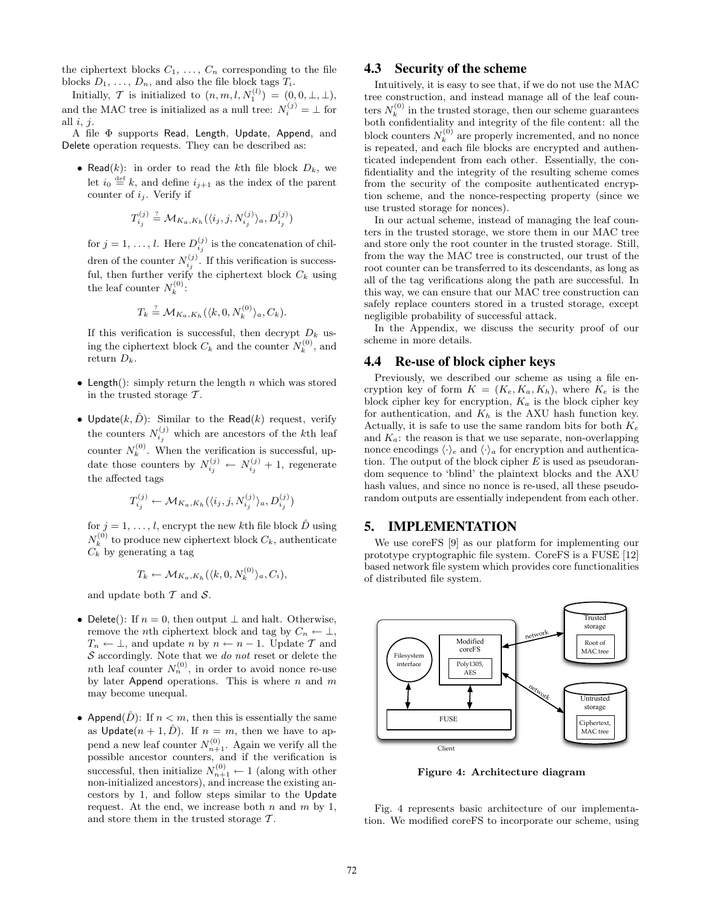the ciphertext blocks $C_1, \ldots, C_n$ corresponding to the file blocks $D_1, \ldots, D_n$, and also the file block tags $T_i$.

Initially, $\mathcal{T}$ is initialized to $(n, m, l, N_1^{(l)}) = (0, 0, \perp, \perp)$, and the MAC tree is initialized as a null tree: $N_i^{(j)} = \perp$ for all $i, j$.

A file $\Phi$ supports Read, Length, Update, Append, and Delete operation requests. They can be described as:

- Read($k$): in order to read the $k$th file block $D_k$, we let $i_0 \stackrel{\text{def}}{=} k$, and define $i_{j+1}$ as the index of the parent counter of $i_j$. Verify if

$$T_{i_j}^{(j)} \stackrel{?}{=} \mathcal{M}_{K_a,K_h}(\langle i_j, j, N_{i_j}^{(j)} \rangle_a, D_{i_j}^{(j)})$$

  for $j = 1, \ldots, l$. Here $D_{i_j}^{(j)}$ is the concatenation of children of the counter $N_{i_j}^{(j)}$. If this verification is successful, then further verify the ciphertext block $C_k$ using the leaf counter $N_k^{(0)}$:

$$T_k \stackrel{?}{=} \mathcal{M}_{K_a,K_h}(\langle k, 0, N_k^{(0)} \rangle_a, C_k).$$

  If this verification is successful, then decrypt $D_k$ using the ciphertext block $C_k$ and the counter $N_k^{(0)}$, and return $D_k$.

- Length(): simply return the length $n$ which was stored in the trusted storage $\mathcal{T}$.

- Update($k, \hat{D}$): Similar to the Read($k$) request, verify the counters $N_{i_j}^{(j)}$ which are ancestors of the $k$th leaf counter $N_k^{(0)}$. When the verification is successful, update those counters by $N_{i_j}^{(j)} \leftarrow N_{i_j}^{(j)} + 1$, regenerate the affected tags

$$T_{i_j}^{(j)} \leftarrow \mathcal{M}_{K_a,K_h}(\langle i_j, j, N_{i_j}^{(j)} \rangle_a, D_{i_j}^{(j)})$$

  for $j = 1, \ldots, l$, encrypt the new $k$th file block $\hat{D}$ using $N_k^{(0)}$ to produce new ciphertext block $C_k$, authenticate $C_k$ by generating a tag

$$T_k \leftarrow \mathcal{M}_{K_a,K_h}(\langle k, 0, N_k^{(0)} \rangle_a, C_i),$$

  and update both $\mathcal{T}$ and $\mathcal{S}$.

- Delete(): If $n = 0$, then output $\perp$ and halt. Otherwise, remove the $n$th ciphertext block and tag by $C_n \leftarrow \perp$, $T_n \leftarrow \perp$, and update $n$ by $n \leftarrow n - 1$. Update $\mathcal{T}$ and $\mathcal{S}$ accordingly. Note that we *do not* reset or delete the $n$th leaf counter $N_n^{(0)}$, in order to avoid nonce re-use by later Append operations. This is where $n$ and $m$ may become unequal.

- Append($\hat{D}$): If $n < m$, then this is essentially the same as Update($n + 1, \hat{D}$). If $n = m$, then we have to append a new leaf counter $N_{n+1}^{(0)}$. Again we verify all the possible ancestor counters, and if the verification is successful, then initialize $N_{n+1}^{(0)} \leftarrow 1$ (along with other non-initialized ancestors), and increase the existing ancestors by 1, and follow steps similar to the Update request. At the end, we increase both $n$ and $m$ by 1, and store them in the trusted storage $\mathcal{T}$.

## 4.3 Security of the scheme

Intuitively, it is easy to see that, if we do not use the MAC tree construction, and instead manage all of the leaf counters $N_k^{(0)}$ in the trusted storage, then our scheme guarantees both confidentiality and integrity of the file content: all the block counters $N_k^{(0)}$ are properly incremented, and no nonce is repeated, and each file blocks are encrypted and authenticated independent from each other. Essentially, the confidentiality and the integrity of the resulting scheme comes from the security of the composite authenticated encryption scheme, and the nonce-respecting property (since we use trusted storage for nonces).

In our actual scheme, instead of managing the leaf counters in the trusted storage, we store them in our MAC tree and store only the root counter in the trusted storage. Still, from the way the MAC tree is constructed, our trust of the root counter can be transferred to its descendants, as long as all of the tag verifications along the path are successful. In this way, we can ensure that our MAC tree construction can safely replace counters stored in a trusted storage, except negligible probability of successful attack.

In the Appendix, we discuss the security proof of our scheme in more details.

## 4.4 Re-use of block cipher keys

Previously, we described our scheme as using a file encryption key of form $K = (K_e, K_a, K_h)$, where $K_e$ is the block cipher key for encryption, $K_a$ is the block cipher key for authentication, and $K_h$ is the AXU hash function key. Actually, it is safe to use the same random bits for both $K_e$ and $K_a$: the reason is that we use separate, non-overlapping nonce encodings $\langle\cdot\rangle_e$ and $\langle\cdot\rangle_a$ for encryption and authentication. The output of the block cipher $E$ is used as pseudorandom sequence to 'blind' the plaintext blocks and the AXU hash values, and since no nonce is re-used, all these pseudorandom outputs are essentially independent from each other.

# 5. IMPLEMENTATION

We use coreFS [9] as our platform for implementing our prototype cryptographic file system. CoreFS is a FUSE [12] based network file system which provides core functionalities of distributed file system.

**Figure 4: Architecture diagram**

Fig. 4 represents basic architecture of our implementation. We modified coreFS to incorporate our scheme, using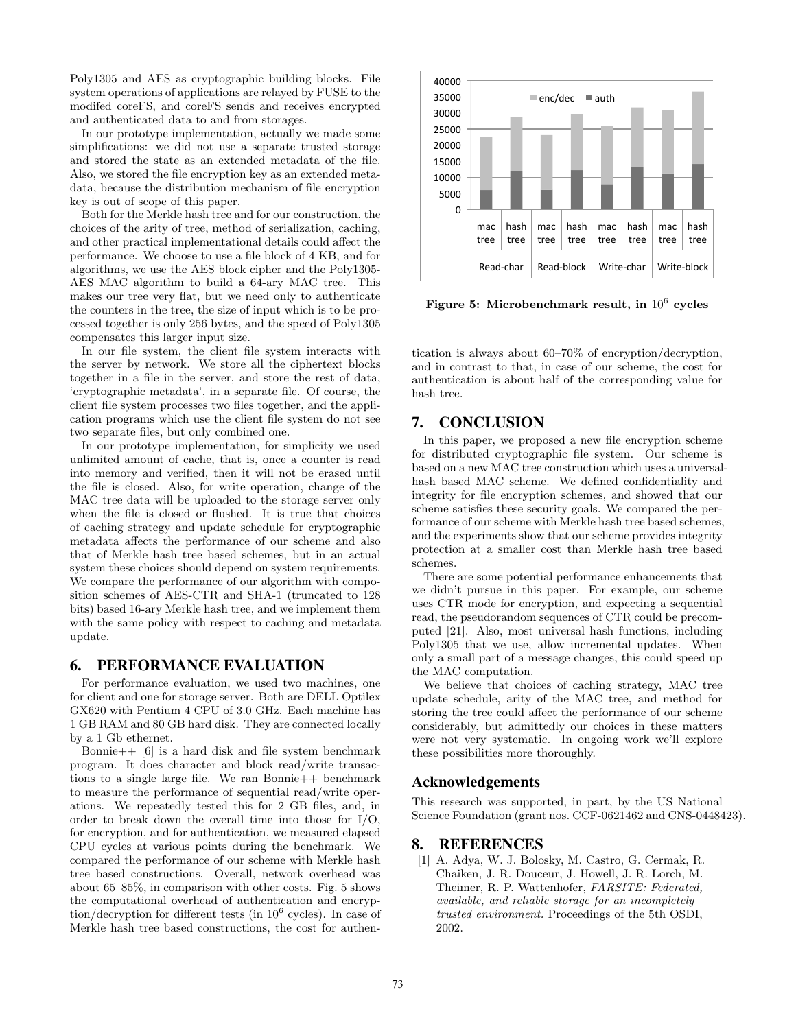Poly1305 and AES as cryptographic building blocks. File system operations of applications are relayed by FUSE to the modifed coreFS, and coreFS sends and receives encrypted and authenticated data to and from storages.

In our prototype implementation, actually we made some simplifications: we did not use a separate trusted storage and stored the state as an extended metadata of the file. Also, we stored the file encryption key as an extended metadata, because the distribution mechanism of file encryption key is out of scope of this paper.

Both for the Merkle hash tree and for our construction, the choices of the arity of tree, method of serialization, caching, and other practical implementational details could affect the performance. We choose to use a file block of 4 KB, and for algorithms, we use the AES block cipher and the Poly1305-AES MAC algorithm to build a 64-ary MAC tree. This makes our tree very flat, but we need only to authenticate the counters in the tree, the size of input which is to be processed together is only 256 bytes, and the speed of Poly1305 compensates this larger input size.

In our file system, the client file system interacts with the server by network. We store all the ciphertext blocks together in a file in the server, and store the rest of data, 'cryptographic metadata', in a separate file. Of course, the client file system processes two files together, and the application programs which use the client file system do not see two separate files, but only combined one.

In our prototype implementation, for simplicity we used unlimited amount of cache, that is, once a counter is read into memory and verified, then it will not be erased until the file is closed. Also, for write operation, change of the MAC tree data will be uploaded to the storage server only when the file is closed or flushed. It is true that choices of caching strategy and update schedule for cryptographic metadata affects the performance of our scheme and also that of Merkle hash tree based schemes, but in an actual system these choices should depend on system requirements. We compare the performance of our algorithm with composition schemes of AES-CTR and SHA-1 (truncated to 128 bits) based 16-ary Merkle hash tree, and we implement them with the same policy with respect to caching and metadata update.

## 6. PERFORMANCE EVALUATION

For performance evaluation, we used two machines, one for client and one for storage server. Both are DELL Optilex GX620 with Pentium 4 CPU of 3.0 GHz. Each machine has 1 GB RAM and 80 GB hard disk. They are connected locally by a 1 Gb ethernet.

Bonnie++ [6] is a hard disk and file system benchmark program. It does character and block read/write transactions to a single large file. We ran Bonnie++ benchmark to measure the performance of sequential read/write operations. We repeatedly tested this for 2 GB files, and, in order to break down the overall time into those for I/O, for encryption, and for authentication, we measured elapsed CPU cycles at various points during the benchmark. We compared the performance of our scheme with Merkle hash tree based constructions. Overall, network overhead was about 65–85%, in comparison with other costs. Fig. 5 shows the computational overhead of authentication and encryption/decryption for different tests (in $10^6$ cycles). In case of Merkle hash tree based constructions, the cost for authentication is always about 60–70% of encryption/decryption, and in contrast to that, in case of our scheme, the cost for authentication is about half of the corresponding value for hash tree.

40000
35000
30000
25000
20000
15000
10000
5000
0

enc/dec
auth

mac tree | hash tree | mac tree | hash tree | mac tree | hash tree | mac tree | hash tree

Read-char | Read-block | Write-char | Write-block

**Figure 5: Microbenchmark result, in $10^6$ cycles**

## 7. CONCLUSION

In this paper, we proposed a new file encryption scheme for distributed cryptographic file system. Our scheme is based on a new MAC tree construction which uses a universal-hash based MAC scheme. We defined confidentiality and integrity for file encryption schemes, and showed that our scheme satisfies these security goals. We compared the performance of our scheme with Merkle hash tree based schemes, and the experiments show that our scheme provides integrity protection at a smaller cost than Merkle hash tree based schemes.

There are some potential performance enhancements that we didn't pursue in this paper. For example, our scheme uses CTR mode for encryption, and expecting a sequential read, the pseudorandom sequences of CTR could be precomputed [21]. Also, most universal hash functions, including Poly1305 that we use, allow incremental updates. When only a small part of a message changes, this could speed up the MAC computation.

We believe that choices of caching strategy, MAC tree update schedule, arity of the MAC tree, and method for storing the tree could affect the performance of our scheme considerably, but admittedly our choices in these matters were not very systematic. In ongoing work we'll explore these possibilities more thoroughly.

## Acknowledgements

This research was supported, in part, by the US National Science Foundation (grant nos. CCF-0621462 and CNS-0448423).

## 8. REFERENCES

[1] A. Adya, W. J. Bolosky, M. Castro, G. Cermak, R. Chaiken, J. R. Douceur, J. Howell, J. R. Lorch, M. Theimer, R. P. Wattenhofer, *FARSITE: Federated, available, and reliable storage for an incompletely trusted environment.* Proceedings of the 5th OSDI, 2002.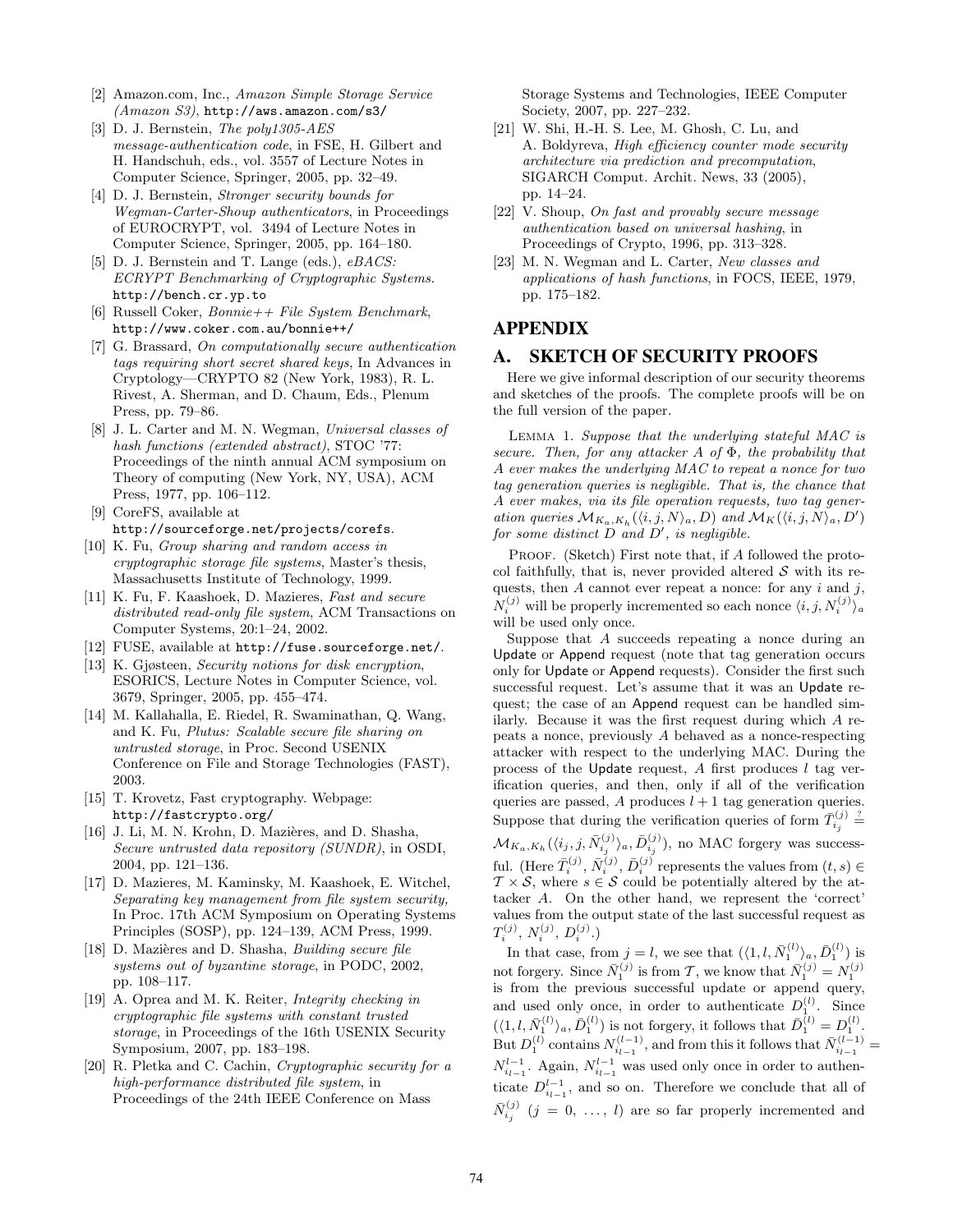[2] Amazon.com, Inc., *Amazon Simple Storage Service (Amazon S3)*, http://aws.amazon.com/s3/

[3] D. J. Bernstein, *The poly1305-AES message-authentication code*, in FSE, H. Gilbert and H. Handschuh, eds., vol. 3557 of Lecture Notes in Computer Science, Springer, 2005, pp. 32–49.

[4] D. J. Bernstein, *Stronger security bounds for Wegman-Carter-Shoup authenticators*, in Proceedings of EUROCRYPT, vol. 3494 of Lecture Notes in Computer Science, Springer, 2005, pp. 164–180.

[5] D. J. Bernstein and T. Lange (eds.), *eBACS: ECRYPT Benchmarking of Cryptographic Systems.* http://bench.cr.yp.to

[6] Russell Coker, *Bonnie++ File System Benchmark*, http://www.coker.com.au/bonnie++/

[7] G. Brassard, *On computationally secure authentication tags requiring short secret shared keys*, In Advances in Cryptology—CRYPTO 82 (New York, 1983), R. L. Rivest, A. Sherman, and D. Chaum, Eds., Plenum Press, pp. 79–86.

[8] J. L. Carter and M. N. Wegman, *Universal classes of hash functions (extended abstract)*, STOC '77: Proceedings of the ninth annual ACM symposium on Theory of computing (New York, NY, USA), ACM Press, 1977, pp. 106–112.

[9] CoreFS, available at http://sourceforge.net/projects/corefs.

[10] K. Fu, *Group sharing and random access in cryptographic storage file systems*, Master's thesis, Massachusetts Institute of Technology, 1999.

[11] K. Fu, F. Kaashoek, D. Mazieres, *Fast and secure distributed read-only file system*, ACM Transactions on Computer Systems, 20:1–24, 2002.

[12] FUSE, available at http://fuse.sourceforge.net/.

[13] K. Gjøsteen, *Security notions for disk encryption*, ESORICS, Lecture Notes in Computer Science, vol. 3679, Springer, 2005, pp. 455–474.

[14] M. Kallahalla, E. Riedel, R. Swaminathan, Q. Wang, and K. Fu, *Plutus: Scalable secure file sharing on untrusted storage*, in Proc. Second USENIX Conference on File and Storage Technologies (FAST), 2003.

[15] T. Krovetz, Fast cryptography. Webpage: http://fastcrypto.org/

[16] J. Li, M. N. Krohn, D. Mazières, and D. Shasha, *Secure untrusted data repository (SUNDR)*, in OSDI, 2004, pp. 121–136.

[17] D. Mazieres, M. Kaminsky, M. Kaashoek, E. Witchel, *Separating key management from file system security*, In Proc. 17th ACM Symposium on Operating Systems Principles (SOSP), pp. 124–139, ACM Press, 1999.

[18] D. Mazières and D. Shasha, *Building secure file systems out of byzantine storage*, in PODC, 2002, pp. 108–117.

[19] A. Oprea and M. K. Reiter, *Integrity checking in cryptographic file systems with constant trusted storage*, in Proceedings of the 16th USENIX Security Symposium, 2007, pp. 183–198.

[20] R. Pletka and C. Cachin, *Cryptographic security for a high-performance distributed file system*, in Proceedings of the 24th IEEE Conference on Mass Storage Systems and Technologies, IEEE Computer Society, 2007, pp. 227–232.

[21] W. Shi, H.-H. S. Lee, M. Ghosh, C. Lu, and A. Boldyreva, *High efficiency counter mode security architecture via prediction and precomputation*, SIGARCH Comput. Archit. News, 33 (2005), pp. 14–24.

[22] V. Shoup, *On fast and provably secure message authentication based on universal hashing*, in Proceedings of Crypto, 1996, pp. 313–328.

[23] M. N. Wegman and L. Carter, *New classes and applications of hash functions*, in FOCS, IEEE, 1979, pp. 175–182.

# APPENDIX

## A. SKETCH OF SECURITY PROOFS

Here we give informal description of our security theorems and sketches of the proofs. The complete proofs will be on the full version of the paper.

LEMMA 1. *Suppose that the underlying stateful MAC is secure. Then, for any attacker $A$ of $\Phi$, the probability that $A$ ever makes the underlying MAC to repeat a nonce for two tag generation queries is negligible. That is, the chance that $A$ ever makes, via its file operation requests, two tag generation queries $\mathcal{M}_{K_a,K_h}(\langle i,j,N\rangle_a, D)$ and $\mathcal{M}_K(\langle i,j,N\rangle_a, D')$ for some distinct $D$ and $D'$, is negligible.*

PROOF. (Sketch) First note that, if $A$ followed the protocol faithfully, that is, never provided altered $\mathcal{S}$ with its requests, then $A$ cannot ever repeat a nonce: for any $i$ and $j$, $N_i^{(j)}$ will be properly incremented so each nonce $\langle i,j,N_i^{(j)}\rangle_a$ will be used only once.

Suppose that $A$ succeeds repeating a nonce during an Update or Append request (note that tag generation occurs only for Update or Append requests). Consider the first such successful request. Let's assume that it was an Update request; the case of an Append request can be handled similarly. Because it was the first request during which $A$ repeats a nonce, previously $A$ behaved as a nonce-respecting attacker with respect to the underlying MAC. During the process of the Update request, $A$ first produces $l$ tag verification queries, and then, only if all of the verification queries are passed, $A$ produces $l+1$ tag generation queries. Suppose that during the verification queries of form $\bar{T}_{i_j}^{(j)} \stackrel{?}{=} \mathcal{M}_{K_a,K_h}(\langle i_j, j, \bar{N}_{i_j}^{(j)}\rangle_a, \bar{D}_{i_j}^{(j)})$, no MAC forgery was successful. (Here $\bar{T}_i^{(j)}$, $\bar{N}_i^{(j)}$, $\bar{D}_i^{(j)}$ represents the values from $(t,s) \in \mathcal{T} \times \mathcal{S}$, where $s \in \mathcal{S}$ could be potentially altered by the attacker $A$. On the other hand, we represent the 'correct' values from the output state of the last successful request as $T_i^{(j)}$, $N_i^{(j)}$, $D_i^{(j)}$.)

In that case, from $j = l$, we see that $(\langle 1, l, \bar{N}_1^{(l)}\rangle_a, \bar{D}_1^{(l)})$ is not forgery. Since $\bar{N}_1^{(j)}$ is from $\mathcal{T}$, we know that $\bar{N}_1^{(j)} = N_1^{(j)}$ is from the previous successful update or append query, and used only once, in order to authenticate $D_1^{(l)}$. Since $(\langle 1, l, \bar{N}_1^{(l)}\rangle_a, \bar{D}_1^{(l)})$ is not forgery, it follows that $\bar{D}_1^{(l)} = D_1^{(l)}$. But $D_1^{(l)}$ contains $N_{i_{l-1}}^{(l-1)}$, and from this it follows that $\bar{N}_{i_{l-1}}^{(l-1)} = N_{i_{l-1}}^{l-1}$. Again, $N_{i_{l-1}}^{l-1}$ was used only once in order to authenticate $D_{i_{l-1}}^{l-1}$, and so on. Therefore we conclude that all of $\bar{N}_{i_j}^{(j)}$ $(j = 0, \ldots, l)$ are so far properly incremented and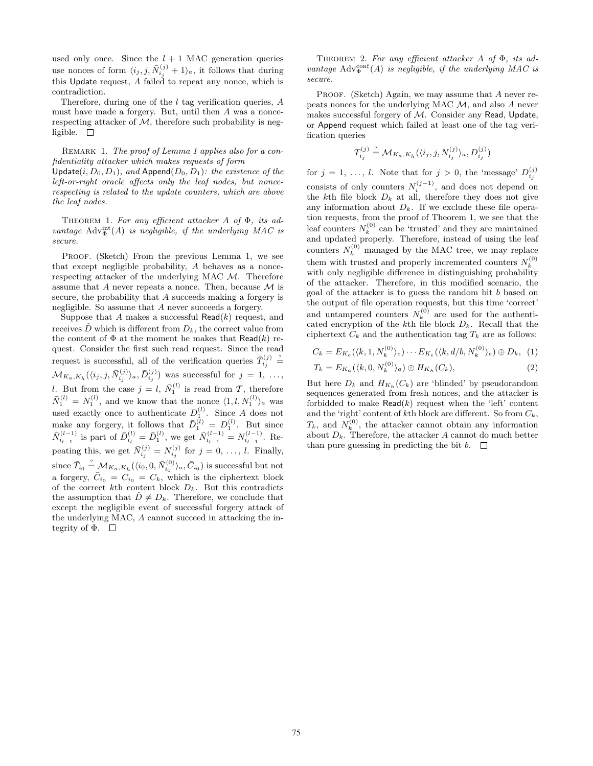used only once. Since the $l+1$ MAC generation queries use nonces of form $\langle i_j, j, \bar{N}_{i_j}^{(j)}+1\rangle_a$, it follows that during this Update request, $A$ failed to repeat any nonce, which is contradiction.

Therefore, during one of the $l$ tag verification queries, $A$ must have made a forgery. But, until then $A$ was a nonce-respecting attacker of $\mathcal{M}$, therefore such probability is negligible. □

Remark 1. *The proof of Lemma 1 applies also for a confidentiality attacker which makes requests of form* Update$(i, D_0, D_1)$*, and* Append$(D_0, D_1)$*: the existence of the left-or-right oracle affects only the leaf nodes, but nonce-respecting is related to the update counters, which are above the leaf nodes.*

Theorem 1. *For any efficient attacker $A$ of $\Phi$, its advantage $\mathrm{Adv}_\Phi^{\mathrm{int}}(A)$ is negligible, if the underlying MAC is secure.*

Proof. (Sketch) From the previous Lemma 1, we see that except negligible probability, $A$ behaves as a nonce-respecting attacker of the underlying MAC $\mathcal{M}$. Therefore assume that $A$ never repeats a nonce. Then, because $\mathcal{M}$ is secure, the probability that $A$ succeeds making a forgery is negligible. So assume that $A$ never succeeds a forgery.

Suppose that $A$ makes a successful Read$(k)$ request, and receives $\hat{D}$ which is different from $D_k$, the correct value from the content of $\Phi$ at the moment he makes that Read$(k)$ request. Consider the first such read request. Since the read request is successful, all of the verification queries $\bar{T}_{i_j}^{(j)} \stackrel{?}{=} \mathcal{M}_{K_a,K_h}(\langle i_j, j, \bar{N}_{i_j}^{(j)}\rangle_a, \bar{D}_{i_j}^{(j)})$ was successful for $j = 1, \ldots, l$. But from the case $j = l$, $\bar{N}_1^{(l)}$ is read from $\mathcal{T}$, therefore $\bar{N}_1^{(l)} = N_1^{(l)}$, and we know that the nonce $\langle 1, l, N_1^{(l)}\rangle_a$ was used exactly once to authenticate $D_1^{(l)}$. Since $A$ does not make any forgery, it follows that $\bar{D}_1^{(l)} = D_1^{(l)}$. But since $\bar{N}_{i_{l-1}}^{(l-1)}$ is part of $\bar{D}_{i_l}^{(l)} = \bar{D}_1^{(l)}$, we get $\bar{N}_{i_{l-1}}^{(l-1)} = N_{i_{l-1}}^{(l-1)}$. Repeating this, we get $\bar{N}_{i_j}^{(j)} = N_{i_j}^{(j)}$ for $j = 0, \ldots, l$. Finally, since $\bar{T}_{i_0} \stackrel{?}{=} \mathcal{M}_{K_a,K_h}(\langle i_0, 0, \bar{N}_{i_0}^{(0)}\rangle_a, \bar{C}_{i_0})$ is successful but not a forgery, $\bar{C}_{i_0} = C_{i_0} = C_k$, which is the ciphertext block of the correct $k$th content block $D_k$. But this contradicts the assumption that $\hat{D} \neq D_k$. Therefore, we conclude that except the negligible event of successful forgery attack of the underlying MAC, $A$ cannot succeed in attacking the integrity of $\Phi$. □

Theorem 2. *For any efficient attacker $A$ of $\Phi$, its advantage $\mathrm{Adv}_\Phi^{\mathrm{conf}}(A)$ is negligible, if the underlying MAC is secure.*

Proof. (Sketch) Again, we may assume that $A$ never repeats nonces for the underlying MAC $\mathcal{M}$, and also $A$ never makes successful forgery of $\mathcal{M}$. Consider any Read, Update, or Append request which failed at least one of the tag verification queries

$$T_{i_j}^{(j)} \stackrel{?}{=} \mathcal{M}_{K_a,K_h}(\langle i_j, j, N_{i_j}^{(j)}\rangle_a, D_{i_j}^{(j)})$$

for $j = 1, \ldots, l$. Note that for $j > 0$, the 'message' $D_{i_j}^{(j)}$ consists of only counters $N_i^{(j-1)}$, and does not depend on the $k$th file block $D_k$ at all, therefore they does not give any information about $D_k$. If we exclude these file operation requests, from the proof of Theorem 1, we see that the leaf counters $N_k^{(0)}$ can be 'trusted' and they are maintained and updated properly. Therefore, instead of using the leaf counters $N_k^{(0)}$ managed by the MAC tree, we may replace them with trusted and properly incremented counters $N_k^{(0)}$ with only negligible difference in distinguishing probability of the attacker. Therefore, in this modified scenario, the goal of the attacker is to guess the random bit $b$ based on the output of file operation requests, but this time 'correct' and untampered counters $N_k^{(0)}$ are used for the authenticated encryption of the $k$th file block $D_k$. Recall that the ciphertext $C_k$ and the authentication tag $T_k$ are as follows:

$$C_k = E_{K_e}(\langle k, 1, N_k^{(0)}\rangle_e) \cdots E_{K_e}(\langle k, d/b, N_k^{(0)}\rangle_e) \oplus D_k, \quad (1)$$

$$T_k = E_{K_a}(\langle k, 0, N_k^{(0)}\rangle_a) \oplus H_{K_h}(C_k), \quad (2)$$

But here $D_k$ and $H_{K_h}(C_k)$ are 'blinded' by pseudorandom sequences generated from fresh nonces, and the attacker is forbidded to make Read$(k)$ request when the 'left' content and the 'right' content of $k$th block are different. So from $C_k$, $T_k$, and $N_k^{(0)}$, the attacker cannot obtain any information about $D_k$. Therefore, the attacker $A$ cannot do much better than pure guessing in predicting the bit $b$. □